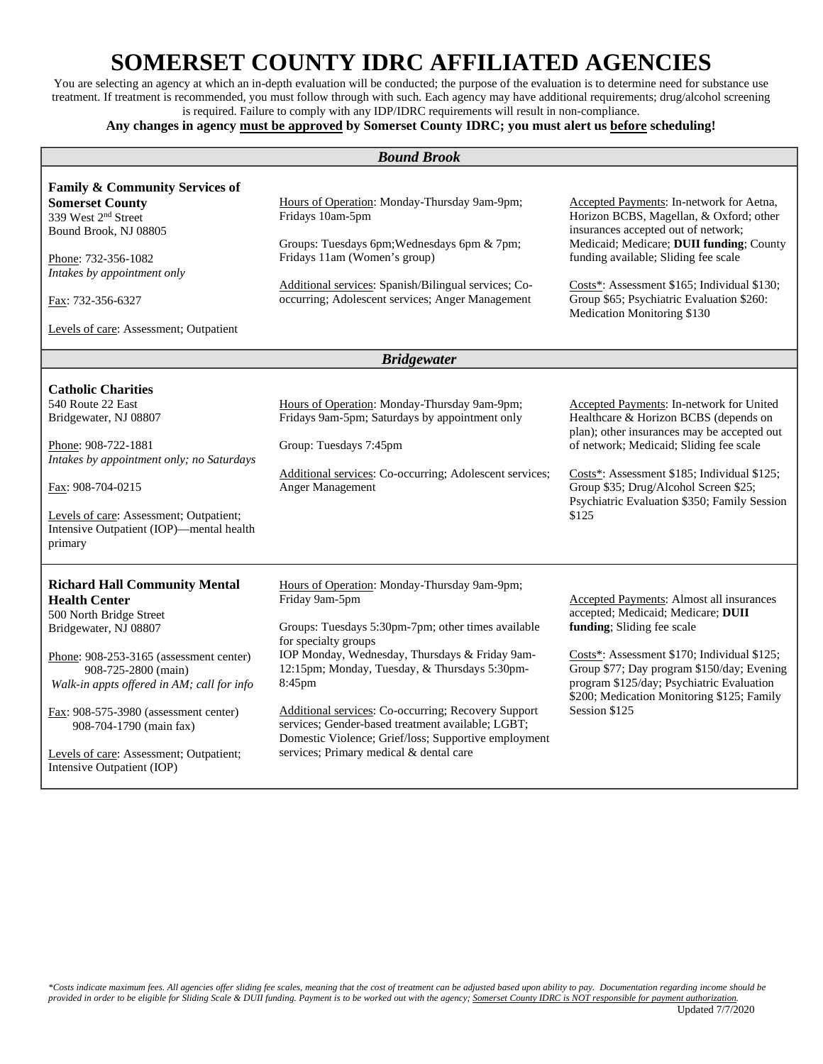# SOMERSET COUNTY IDRC AFFILIATED AGENCIES

You are selecting an agency at which an in-depth evaluation will be conducted; the purpose of the evaluation is to determine need for substance use treatment. If treatment is recommended, you must follow through with such. Each agency may have additional requirements; drug/alcohol screening is required. Failure to comply with any IDP/IDRC requirements will result in non-compliance.

**Any changes in agency must be approved by Somerset County IDRC; you must alert us before scheduling!**

## *Bound Brook*

**Family & Community Services of Somerset County**
339 West 2nd Street
Bound Brook, NJ 08805

Phone: 732-356-1082
*Intakes by appointment only*

Fax: 732-356-6327

Levels of care: Assessment; Outpatient

Hours of Operation: Monday-Thursday 9am-9pm; Fridays 10am-5pm

Groups: Tuesdays 6pm; Wednesdays 6pm & 7pm; Fridays 11am (Women's group)

Additional services: Spanish/Bilingual services; Co-occurring; Adolescent services; Anger Management

Accepted Payments: In-network for Aetna, Horizon BCBS, Magellan, & Oxford; other insurances accepted out of network; Medicaid; Medicare; **DUII funding**; County funding available; Sliding fee scale

Costs*: Assessment $165; Individual $130; Group $65; Psychiatric Evaluation $260: Medication Monitoring $130

## *Bridgewater*

**Catholic Charities**
540 Route 22 East
Bridgewater, NJ 08807

Phone: 908-722-1881
*Intakes by appointment only; no Saturdays*

Fax: 908-704-0215

Levels of care: Assessment; Outpatient; Intensive Outpatient (IOP)—mental health primary

Hours of Operation: Monday-Thursday 9am-9pm; Fridays 9am-5pm; Saturdays by appointment only

Group: Tuesdays 7:45pm

Additional services: Co-occurring; Adolescent services; Anger Management

Accepted Payments: In-network for United Healthcare & Horizon BCBS (depends on plan); other insurances may be accepted out of network; Medicaid; Sliding fee scale

Costs*: Assessment $185; Individual $125; Group $35; Drug/Alcohol Screen $25; Psychiatric Evaluation $350; Family Session $125

**Richard Hall Community Mental Health Center**
500 North Bridge Street
Bridgewater, NJ 08807

Phone: 908-253-3165 (assessment center)
908-725-2800 (main)
*Walk-in appts offered in AM; call for info*

Fax: 908-575-3980 (assessment center)
908-704-1790 (main fax)

Levels of care: Assessment; Outpatient; Intensive Outpatient (IOP)

Hours of Operation: Monday-Thursday 9am-9pm; Friday 9am-5pm

Groups: Tuesdays 5:30pm-7pm; other times available for specialty groups
IOP Monday, Wednesday, Thursdays & Friday 9am-12:15pm; Monday, Tuesday, & Thursdays 5:30pm-8:45pm

Additional services: Co-occurring; Recovery Support services; Gender-based treatment available; LGBT; Domestic Violence; Grief/loss; Supportive employment services; Primary medical & dental care

Accepted Payments: Almost all insurances accepted; Medicaid; Medicare; **DUII funding**; Sliding fee scale

Costs*: Assessment $170; Individual $125; Group $77; Day program $150/day; Evening program $125/day; Psychiatric Evaluation $200; Medication Monitoring $125; Family Session $125

*\*Costs indicate maximum fees. All agencies offer sliding fee scales, meaning that the cost of treatment can be adjusted based upon ability to pay. Documentation regarding income should be provided in order to be eligible for Sliding Scale & DUII funding. Payment is to be worked out with the agency; Somerset County IDRC is NOT responsible for payment authorization.*

Updated 7/7/2020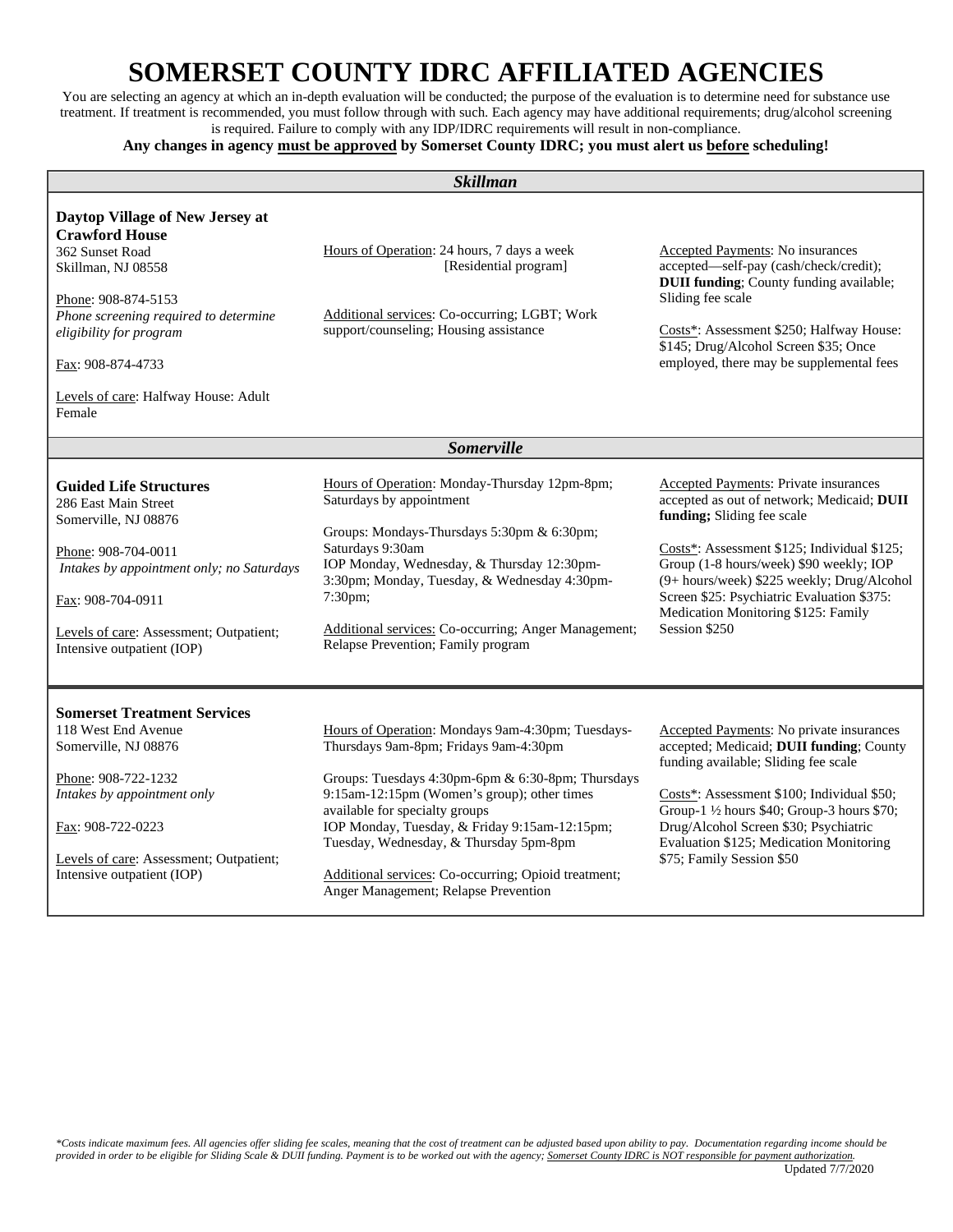# SOMERSET COUNTY IDRC AFFILIATED AGENCIES

You are selecting an agency at which an in-depth evaluation will be conducted; the purpose of the evaluation is to determine need for substance use treatment. If treatment is recommended, you must follow through with such. Each agency may have additional requirements; drug/alcohol screening is required. Failure to comply with any IDP/IDRC requirements will result in non-compliance.

**Any changes in agency must be approved by Somerset County IDRC; you must alert us before scheduling!**

## *Skillman*

| | | |
|---|---|---|
| **Daytop Village of New Jersey at Crawford House**<br>362 Sunset Road<br>Skillman, NJ 08558<br><br>Phone: 908-874-5153<br>*Phone screening required to determine eligibility for program*<br><br>Fax: 908-874-4733<br><br>Levels of care: Halfway House: Adult Female | Hours of Operation: 24 hours, 7 days a week [Residential program]<br><br>Additional services: Co-occurring; LGBT; Work support/counseling; Housing assistance | Accepted Payments: No insurances accepted—self-pay (cash/check/credit); **DUII funding**; County funding available; Sliding fee scale<br><br>Costs*: Assessment $250; Halfway House: $145; Drug/Alcohol Screen $35; Once employed, there may be supplemental fees |

## *Somerville*

| | | |
|---|---|---|
| **Guided Life Structures**<br>286 East Main Street<br>Somerville, NJ 08876<br><br>Phone: 908-704-0011<br>*Intakes by appointment only; no Saturdays*<br><br>Fax: 908-704-0911<br><br>Levels of care: Assessment; Outpatient; Intensive outpatient (IOP) | Hours of Operation: Monday-Thursday 12pm-8pm; Saturdays by appointment<br><br>Groups: Mondays-Thursdays 5:30pm & 6:30pm; Saturdays 9:30am<br>IOP Monday, Wednesday, & Thursday 12:30pm-3:30pm; Monday, Tuesday, & Wednesday 4:30pm-7:30pm;<br><br>Additional services: Co-occurring; Anger Management; Relapse Prevention; Family program | Accepted Payments: Private insurances accepted as out of network; Medicaid; **DUII funding;** Sliding fee scale<br><br>Costs*: Assessment $125; Individual $125; Group (1-8 hours/week) $90 weekly; IOP (9+ hours/week) $225 weekly; Drug/Alcohol Screen $25: Psychiatric Evaluation $375: Medication Monitoring $125: Family Session $250 |
| **Somerset Treatment Services**<br>118 West End Avenue<br>Somerville, NJ 08876<br><br>Phone: 908-722-1232<br>*Intakes by appointment only*<br><br>Fax: 908-722-0223<br><br>Levels of care: Assessment; Outpatient; Intensive outpatient (IOP) | Hours of Operation: Mondays 9am-4:30pm; Tuesdays-Thursdays 9am-8pm; Fridays 9am-4:30pm<br><br>Groups: Tuesdays 4:30pm-6pm & 6:30-8pm; Thursdays 9:15am-12:15pm (Women's group); other times available for specialty groups<br>IOP Monday, Tuesday, & Friday 9:15am-12:15pm; Tuesday, Wednesday, & Thursday 5pm-8pm<br><br>Additional services: Co-occurring; Opioid treatment; Anger Management; Relapse Prevention | Accepted Payments: No private insurances accepted; Medicaid; **DUII funding**; County funding available; Sliding fee scale<br><br>Costs*: Assessment $100; Individual $50; Group-1 ½ hours $40; Group-3 hours $70; Drug/Alcohol Screen $30; Psychiatric Evaluation $125; Medication Monitoring $75; Family Session $50 |

*\*Costs indicate maximum fees. All agencies offer sliding fee scales, meaning that the cost of treatment can be adjusted based upon ability to pay. Documentation regarding income should be provided in order to be eligible for Sliding Scale & DUII funding. Payment is to be worked out with the agency; Somerset County IDRC is NOT responsible for payment authorization.*

Updated 7/7/2020